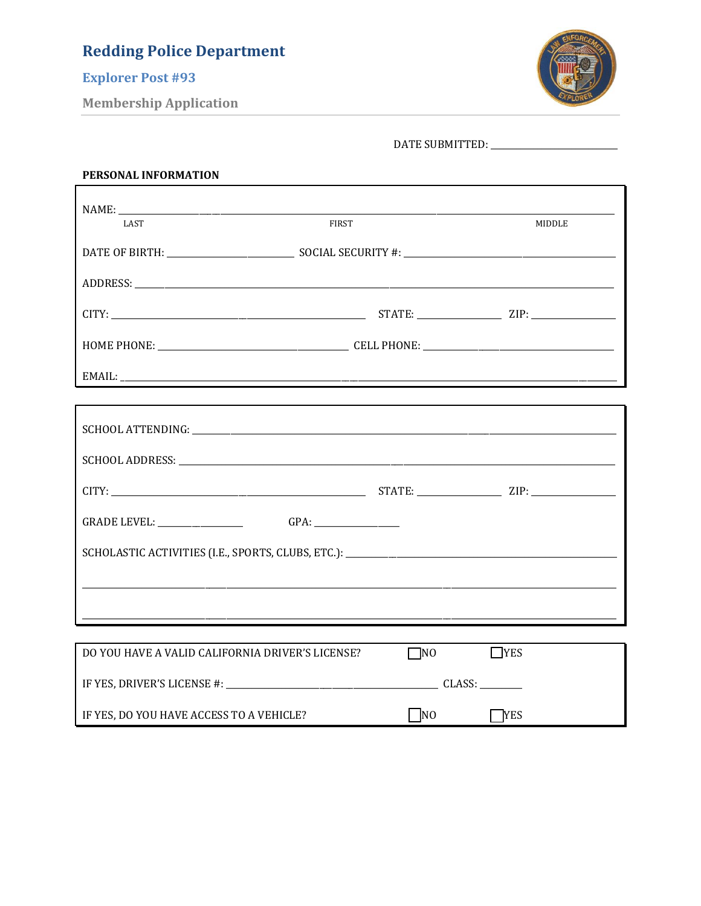# Redding Police Department

## Explorer Post #93

### Membership Application

DATE SUBMITTED: ____________________

**PERSONAL INFORMATION**

NAME: ______________________________________________________________
LAST FIRST MIDDLE

DATE OF BIRTH: ____________________ SOCIAL SECURITY #: ____________________________

ADDRESS: ___________________________________________________________

CITY: ______________________________ STATE: ____________ ZIP: ____________

HOME PHONE: ________________________ CELL PHONE: ____________________________

EMAIL: _____________________________________________________________

SCHOOL ATTENDING: ___________________________________________________

SCHOOL ADDRESS: ____________________________________________________

CITY: ______________________________ STATE: ____________ ZIP: ____________

GRADE LEVEL: ____________ GPA: ____________

SCHOLASTIC ACTIVITIES (I.E., SPORTS, CLUBS, ETC.): ________________________

_____________________________________________________________________

_____________________________________________________________________

DO YOU HAVE A VALID CALIFORNIA DRIVER'S LICENSE? ☐ NO ☐ YES

IF YES, DRIVER'S LICENSE #: ______________________________ CLASS: ______

IF YES, DO YOU HAVE ACCESS TO A VEHICLE? ☐ NO ☐ YES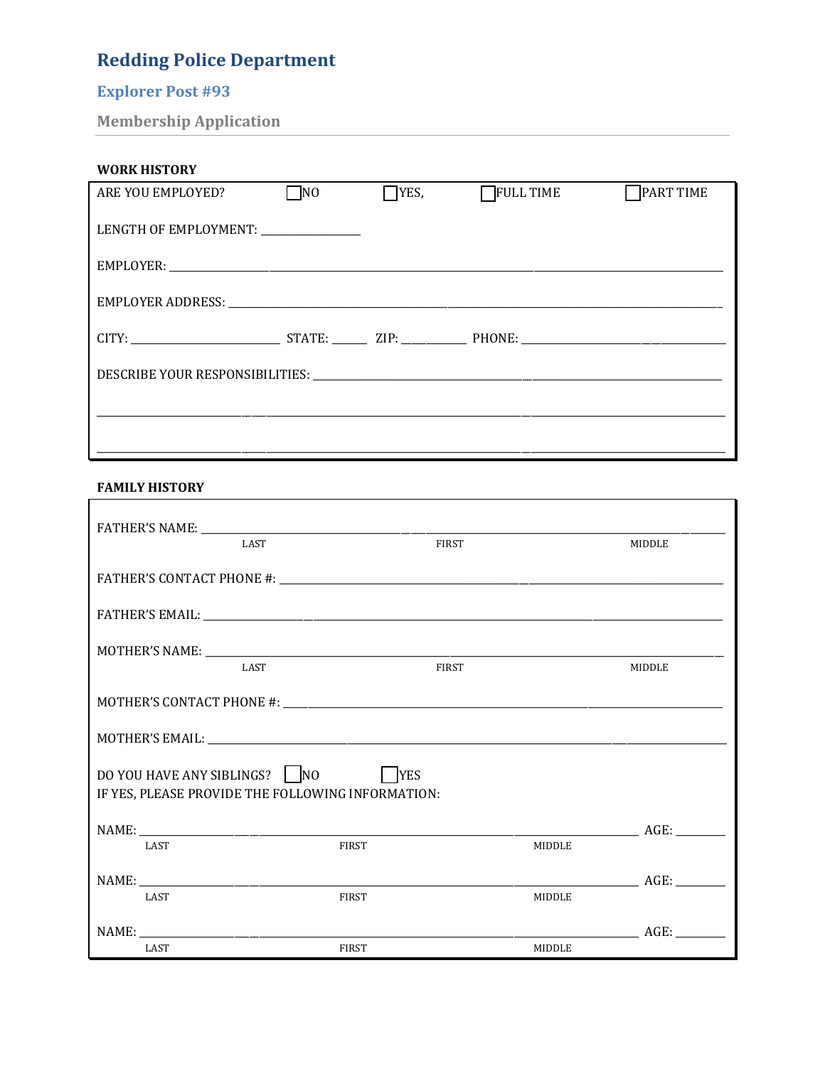# Redding Police Department

## Explorer Post #93

### Membership Application

**WORK HISTORY**

ARE YOU EMPLOYED? ☐ NO ☐ YES, ☐ FULL TIME ☐ PART TIME

LENGTH OF EMPLOYMENT: ________________

EMPLOYER: ________________________________________________________________

EMPLOYER ADDRESS: ________________________________________________________

CITY: ________________________ STATE: ______ ZIP: __________ PHONE: ____________________

DESCRIBE YOUR RESPONSIBILITIES: ____________________________________________

________________________________________________________________________

________________________________________________________________________

**FAMILY HISTORY**

FATHER'S NAME: ________________________________________________________________
LAST FIRST MIDDLE

FATHER'S CONTACT PHONE #: _____________________________________________________

FATHER'S EMAIL: ________________________________________________________________

MOTHER'S NAME: ________________________________________________________________
LAST FIRST MIDDLE

MOTHER'S CONTACT PHONE #: _____________________________________________________

MOTHER'S EMAIL: ________________________________________________________________

DO YOU HAVE ANY SIBLINGS? ☐ NO ☐ YES
IF YES, PLEASE PROVIDE THE FOLLOWING INFORMATION:

NAME: ______________________________________________________________ AGE: ________
LAST FIRST MIDDLE

NAME: ______________________________________________________________ AGE: ________
LAST FIRST MIDDLE

NAME: ______________________________________________________________ AGE: ________
LAST FIRST MIDDLE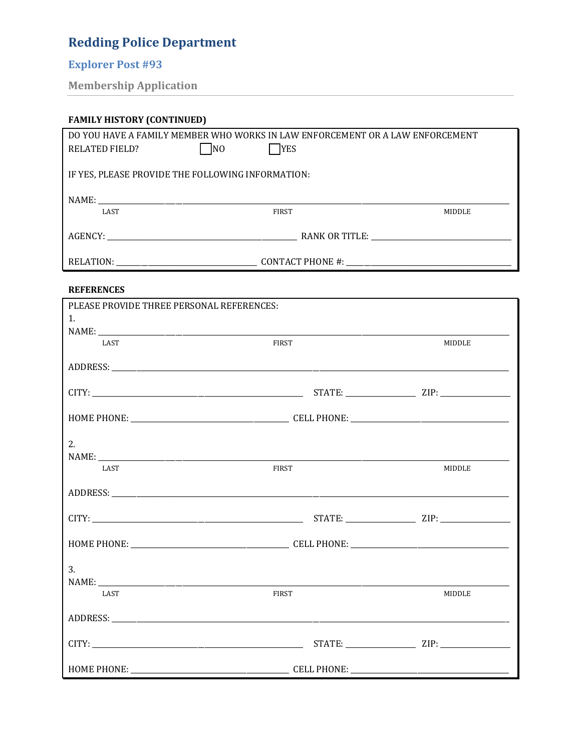# Redding Police Department

## Explorer Post #93

### Membership Application

**FAMILY HISTORY (CONTINUED)**

DO YOU HAVE A FAMILY MEMBER WHO WORKS IN LAW ENFORCEMENT OR A LAW ENFORCEMENT RELATED FIELD? ☐ NO ☐ YES

IF YES, PLEASE PROVIDE THE FOLLOWING INFORMATION:

NAME: ______________________________________________________________________
LAST FIRST MIDDLE

AGENCY: ______________________________ RANK OR TITLE: ______________________________

RELATION: ______________________________ CONTACT PHONE #: ______________________________

**REFERENCES**

PLEASE PROVIDE THREE PERSONAL REFERENCES:

1.
NAME: ______________________________________________________________________
LAST FIRST MIDDLE

ADDRESS: ______________________________________________________________________

CITY: ______________________________ STATE: ______________ ZIP: ______________

HOME PHONE: ______________________________ CELL PHONE: ______________________________

2.
NAME: ______________________________________________________________________
LAST FIRST MIDDLE

ADDRESS: ______________________________________________________________________

CITY: ______________________________ STATE: ______________ ZIP: ______________

HOME PHONE: ______________________________ CELL PHONE: ______________________________

3.
NAME: ______________________________________________________________________
LAST FIRST MIDDLE

ADDRESS: ______________________________________________________________________

CITY: ______________________________ STATE: ______________ ZIP: ______________

HOME PHONE: ______________________________ CELL PHONE: ______________________________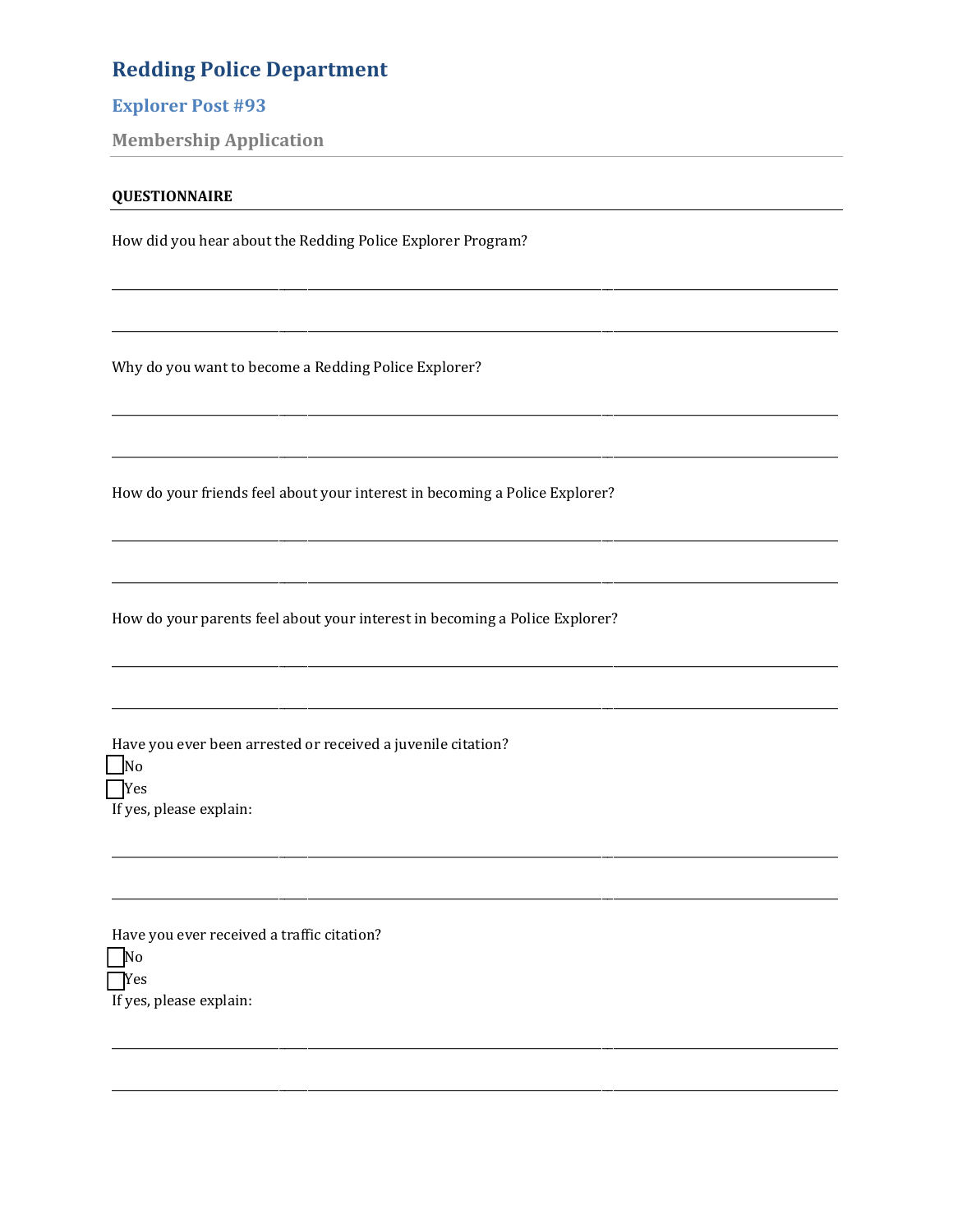# Redding Police Department

## Explorer Post #93

### Membership Application

---

**QUESTIONNAIRE**

How did you hear about the Redding Police Explorer Program?

______________________________________________________________________________

______________________________________________________________________________

Why do you want to become a Redding Police Explorer?

______________________________________________________________________________

______________________________________________________________________________

How do your friends feel about your interest in becoming a Police Explorer?

______________________________________________________________________________

______________________________________________________________________________

How do your parents feel about your interest in becoming a Police Explorer?

______________________________________________________________________________

______________________________________________________________________________

Have you ever been arrested or received a juvenile citation?

☐ No
☐ Yes

If yes, please explain:

______________________________________________________________________________

______________________________________________________________________________

Have you ever received a traffic citation?

☐ No
☐ Yes

If yes, please explain:

______________________________________________________________________________

______________________________________________________________________________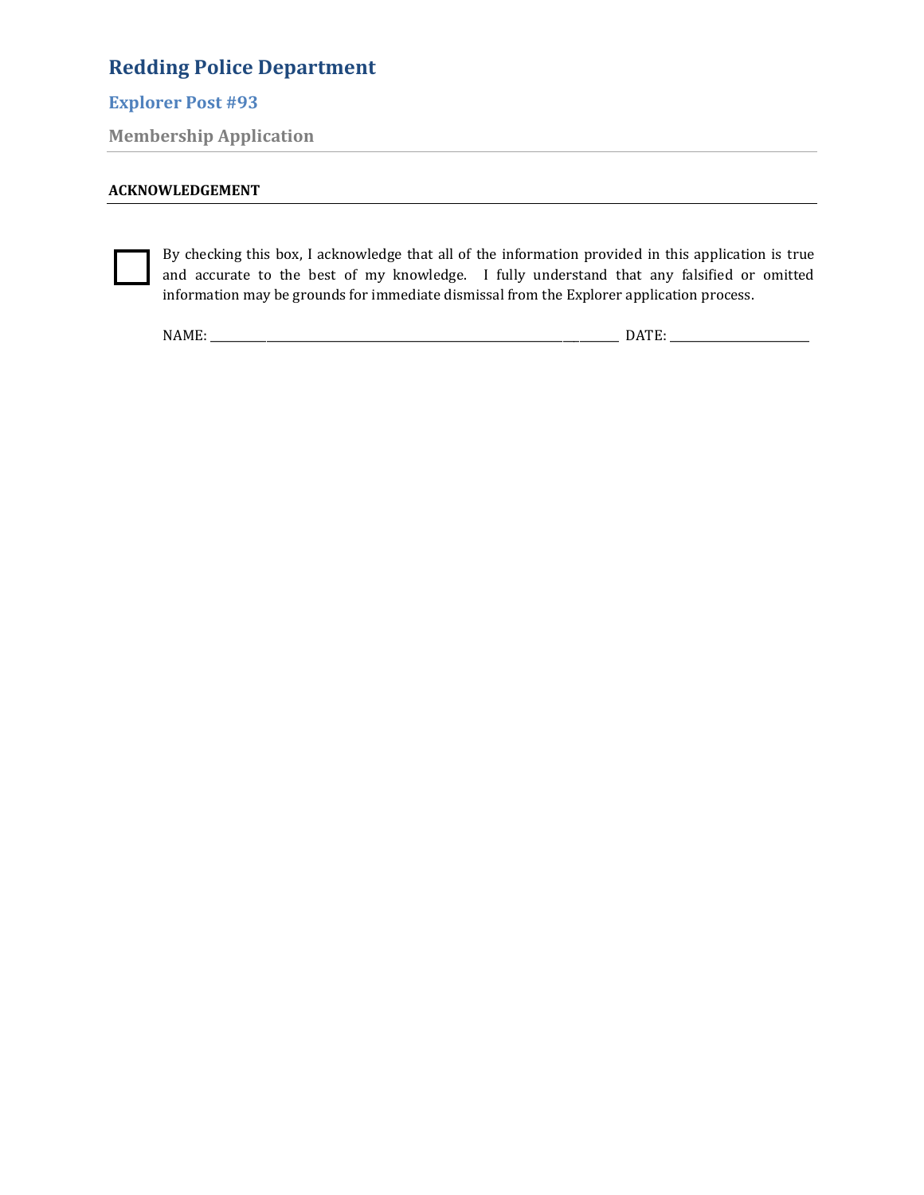# Redding Police Department

## Explorer Post #93

### Membership Application

**ACKNOWLEDGEMENT**

☐ By checking this box, I acknowledge that all of the information provided in this application is true and accurate to the best of my knowledge. I fully understand that any falsified or omitted information may be grounds for immediate dismissal from the Explorer application process.

NAME: ______________________________________________ DATE: ____________________